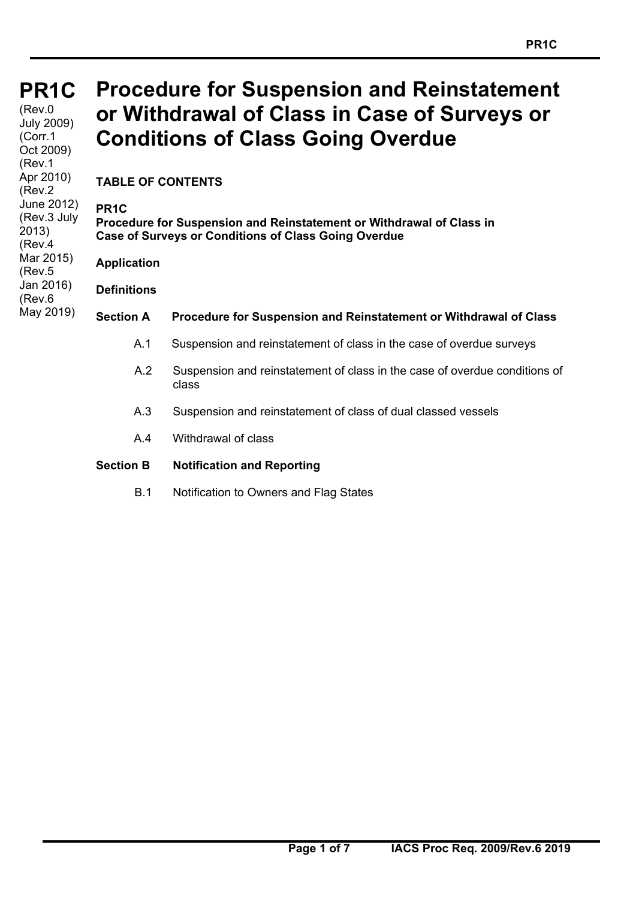# PR1C Procedure for Suspension and Reinstatement or Withdrawal of Class in Case of Surveys or Conditions of Class Going Overdue

(Rev.0 July 2009)
(Corr.1 Oct 2009)
(Rev.1 Apr 2010)
(Rev.2 June 2012)
(Rev.3 July 2013)
(Rev.4 Mar 2015)
(Rev.5 Jan 2016)
(Rev.6 May 2019)

**TABLE OF CONTENTS**

**PR1C**
**Procedure for Suspension and Reinstatement or Withdrawal of Class in Case of Surveys or Conditions of Class Going Overdue**

**Application**

**Definitions**

**Section A Procedure for Suspension and Reinstatement or Withdrawal of Class**

- A.1 Suspension and reinstatement of class in the case of overdue surveys
- A.2 Suspension and reinstatement of class in the case of overdue conditions of class
- A.3 Suspension and reinstatement of class of dual classed vessels
- A.4 Withdrawal of class

**Section B Notification and Reporting**

- B.1 Notification to Owners and Flag States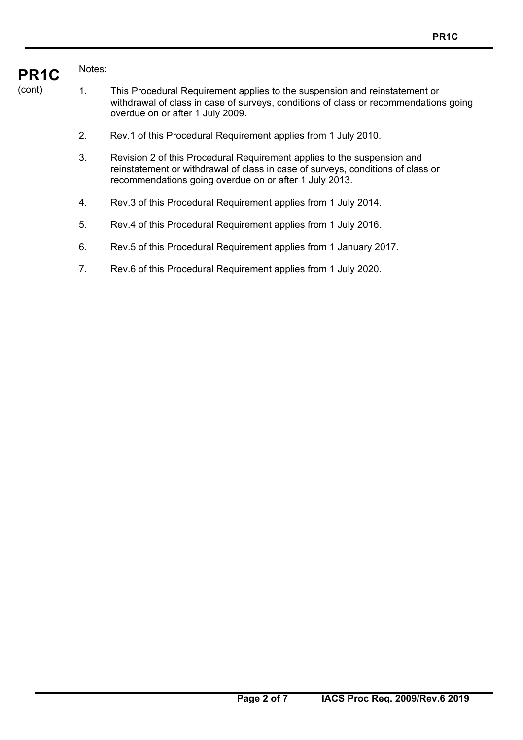Notes:

1. This Procedural Requirement applies to the suspension and reinstatement or withdrawal of class in case of surveys, conditions of class or recommendations going overdue on or after 1 July 2009.

2. Rev.1 of this Procedural Requirement applies from 1 July 2010.

3. Revision 2 of this Procedural Requirement applies to the suspension and reinstatement or withdrawal of class in case of surveys, conditions of class or recommendations going overdue on or after 1 July 2013.

4. Rev.3 of this Procedural Requirement applies from 1 July 2014.

5. Rev.4 of this Procedural Requirement applies from 1 July 2016.

6. Rev.5 of this Procedural Requirement applies from 1 January 2017.

7. Rev.6 of this Procedural Requirement applies from 1 July 2020.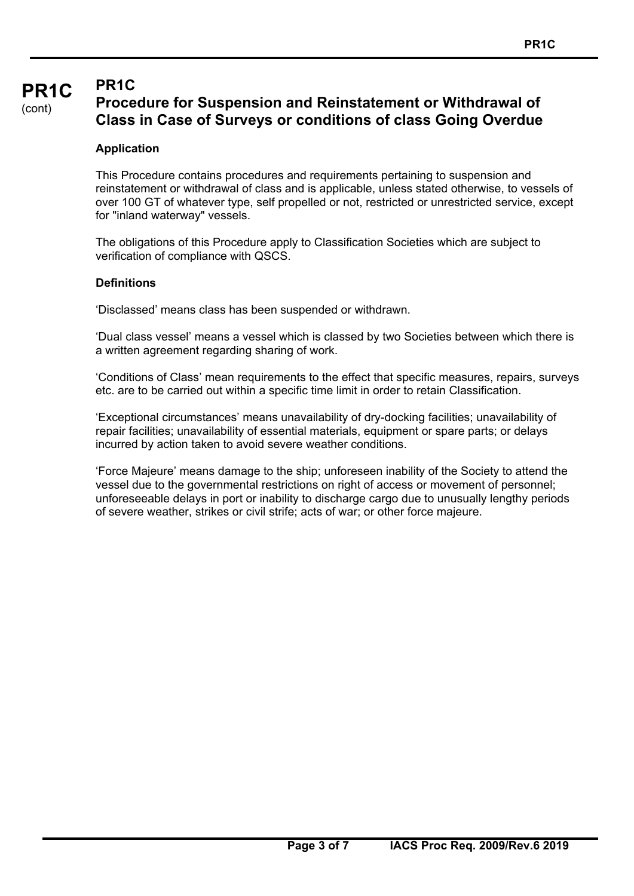# PR1C

## Procedure for Suspension and Reinstatement or Withdrawal of Class in Case of Surveys or conditions of class Going Overdue

**Application**

This Procedure contains procedures and requirements pertaining to suspension and reinstatement or withdrawal of class and is applicable, unless stated otherwise, to vessels of over 100 GT of whatever type, self propelled or not, restricted or unrestricted service, except for "inland waterway" vessels.

The obligations of this Procedure apply to Classification Societies which are subject to verification of compliance with QSCS.

**Definitions**

'Disclassed' means class has been suspended or withdrawn.

'Dual class vessel' means a vessel which is classed by two Societies between which there is a written agreement regarding sharing of work.

'Conditions of Class' mean requirements to the effect that specific measures, repairs, surveys etc. are to be carried out within a specific time limit in order to retain Classification.

'Exceptional circumstances' means unavailability of dry-docking facilities; unavailability of repair facilities; unavailability of essential materials, equipment or spare parts; or delays incurred by action taken to avoid severe weather conditions.

'Force Majeure' means damage to the ship; unforeseen inability of the Society to attend the vessel due to the governmental restrictions on right of access or movement of personnel; unforeseeable delays in port or inability to discharge cargo due to unusually lengthy periods of severe weather, strikes or civil strife; acts of war; or other force majeure.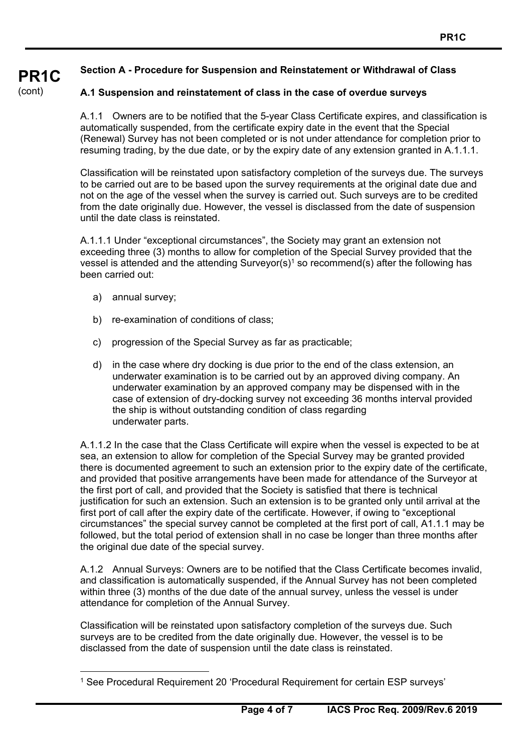## Section A - Procedure for Suspension and Reinstatement or Withdrawal of Class

### A.1 Suspension and reinstatement of class in the case of overdue surveys

A.1.1 Owners are to be notified that the 5-year Class Certificate expires, and classification is automatically suspended, from the certificate expiry date in the event that the Special (Renewal) Survey has not been completed or is not under attendance for completion prior to resuming trading, by the due date, or by the expiry date of any extension granted in A.1.1.1.

Classification will be reinstated upon satisfactory completion of the surveys due. The surveys to be carried out are to be based upon the survey requirements at the original date due and not on the age of the vessel when the survey is carried out. Such surveys are to be credited from the date originally due. However, the vessel is disclassed from the date of suspension until the date class is reinstated.

A.1.1.1 Under "exceptional circumstances", the Society may grant an extension not exceeding three (3) months to allow for completion of the Special Survey provided that the vessel is attended and the attending Surveyor(s)[1] so recommend(s) after the following has been carried out:

a) annual survey;

b) re-examination of conditions of class;

c) progression of the Special Survey as far as practicable;

d) in the case where dry docking is due prior to the end of the class extension, an underwater examination is to be carried out by an approved diving company. An underwater examination by an approved company may be dispensed with in the case of extension of dry-docking survey not exceeding 36 months interval provided the ship is without outstanding condition of class regarding underwater parts.

A.1.1.2 In the case that the Class Certificate will expire when the vessel is expected to be at sea, an extension to allow for completion of the Special Survey may be granted provided there is documented agreement to such an extension prior to the expiry date of the certificate, and provided that positive arrangements have been made for attendance of the Surveyor at the first port of call, and provided that the Society is satisfied that there is technical justification for such an extension. Such an extension is to be granted only until arrival at the first port of call after the expiry date of the certificate. However, if owing to "exceptional circumstances" the special survey cannot be completed at the first port of call, A1.1.1 may be followed, but the total period of extension shall in no case be longer than three months after the original due date of the special survey.

A.1.2 Annual Surveys: Owners are to be notified that the Class Certificate becomes invalid, and classification is automatically suspended, if the Annual Survey has not been completed within three (3) months of the due date of the annual survey, unless the vessel is under attendance for completion of the Annual Survey.

Classification will be reinstated upon satisfactory completion of the surveys due. Such surveys are to be credited from the date originally due. However, the vessel is to be disclassed from the date of suspension until the date class is reinstated.

---

[1] See Procedural Requirement 20 'Procedural Requirement for certain ESP surveys'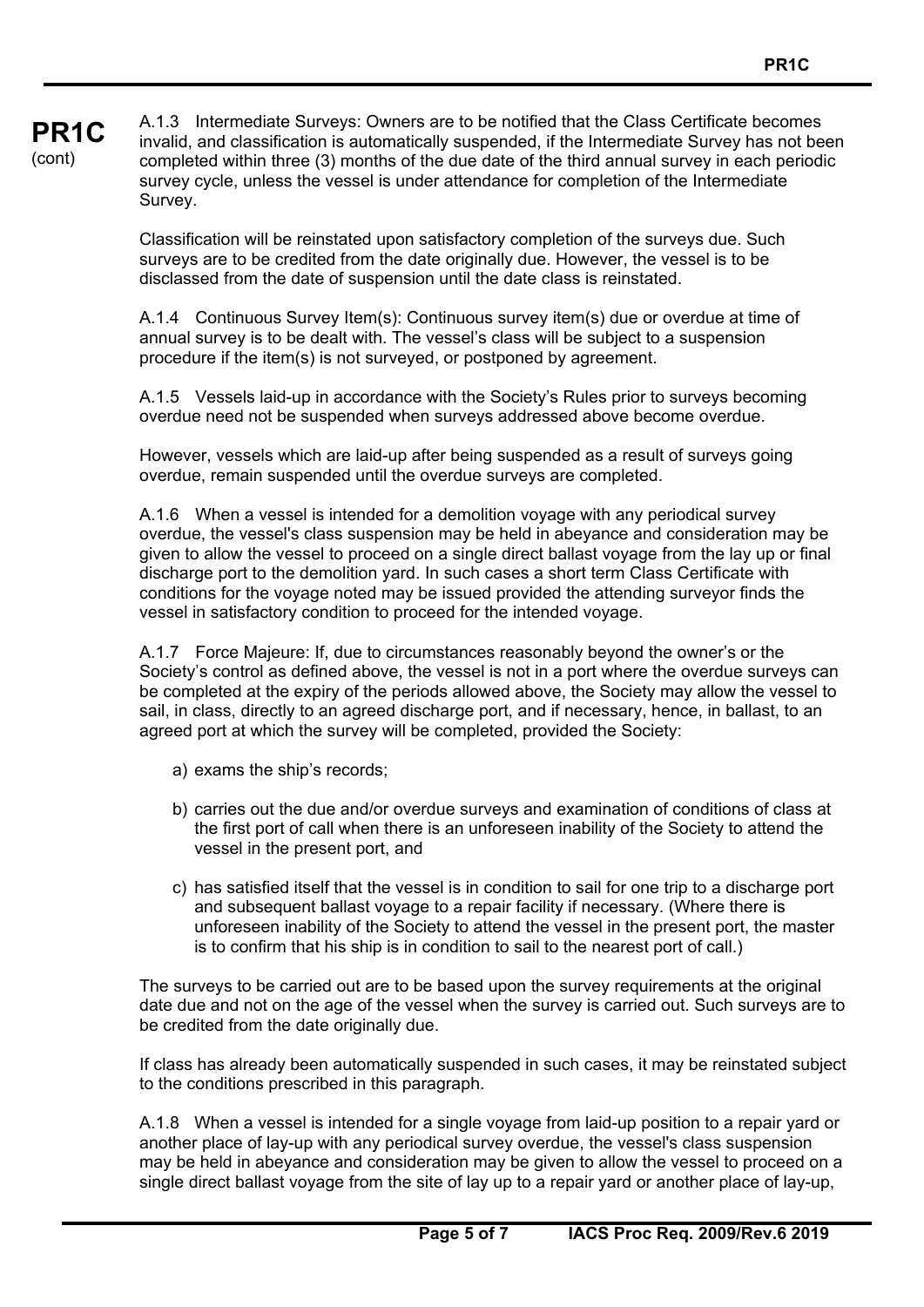A.1.3 Intermediate Surveys: Owners are to be notified that the Class Certificate becomes invalid, and classification is automatically suspended, if the Intermediate Survey has not been completed within three (3) months of the due date of the third annual survey in each periodic survey cycle, unless the vessel is under attendance for completion of the Intermediate Survey.

Classification will be reinstated upon satisfactory completion of the surveys due. Such surveys are to be credited from the date originally due. However, the vessel is to be disclassed from the date of suspension until the date class is reinstated.

A.1.4 Continuous Survey Item(s): Continuous survey item(s) due or overdue at time of annual survey is to be dealt with. The vessel's class will be subject to a suspension procedure if the item(s) is not surveyed, or postponed by agreement.

A.1.5 Vessels laid-up in accordance with the Society's Rules prior to surveys becoming overdue need not be suspended when surveys addressed above become overdue.

However, vessels which are laid-up after being suspended as a result of surveys going overdue, remain suspended until the overdue surveys are completed.

A.1.6 When a vessel is intended for a demolition voyage with any periodical survey overdue, the vessel's class suspension may be held in abeyance and consideration may be given to allow the vessel to proceed on a single direct ballast voyage from the lay up or final discharge port to the demolition yard. In such cases a short term Class Certificate with conditions for the voyage noted may be issued provided the attending surveyor finds the vessel in satisfactory condition to proceed for the intended voyage.

A.1.7 Force Majeure: If, due to circumstances reasonably beyond the owner's or the Society's control as defined above, the vessel is not in a port where the overdue surveys can be completed at the expiry of the periods allowed above, the Society may allow the vessel to sail, in class, directly to an agreed discharge port, and if necessary, hence, in ballast, to an agreed port at which the survey will be completed, provided the Society:

a) exams the ship's records;

b) carries out the due and/or overdue surveys and examination of conditions of class at the first port of call when there is an unforeseen inability of the Society to attend the vessel in the present port, and

c) has satisfied itself that the vessel is in condition to sail for one trip to a discharge port and subsequent ballast voyage to a repair facility if necessary. (Where there is unforeseen inability of the Society to attend the vessel in the present port, the master is to confirm that his ship is in condition to sail to the nearest port of call.)

The surveys to be carried out are to be based upon the survey requirements at the original date due and not on the age of the vessel when the survey is carried out. Such surveys are to be credited from the date originally due.

If class has already been automatically suspended in such cases, it may be reinstated subject to the conditions prescribed in this paragraph.

A.1.8 When a vessel is intended for a single voyage from laid-up position to a repair yard or another place of lay-up with any periodical survey overdue, the vessel's class suspension may be held in abeyance and consideration may be given to allow the vessel to proceed on a single direct ballast voyage from the site of lay up to a repair yard or another place of lay-up,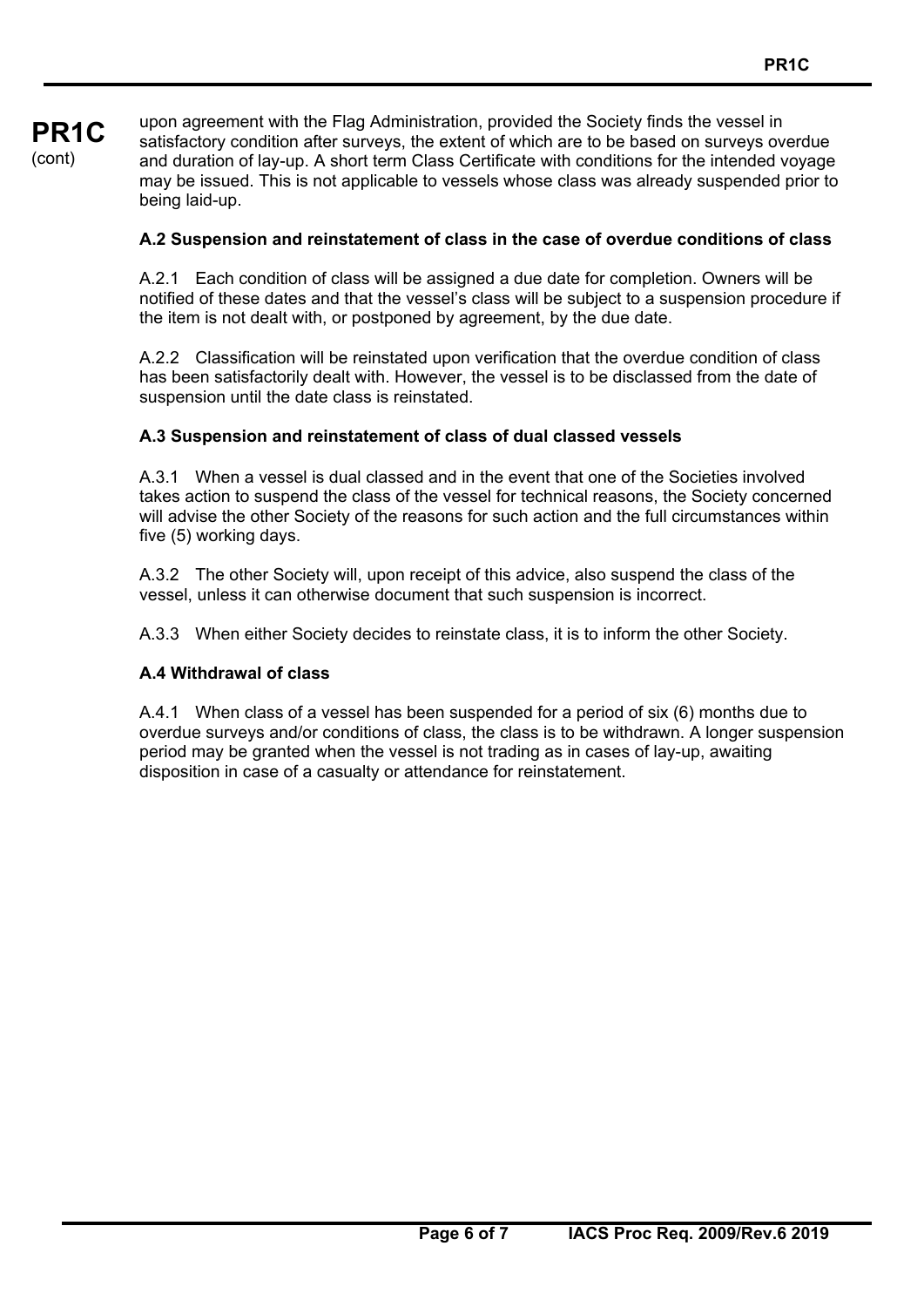upon agreement with the Flag Administration, provided the Society finds the vessel in satisfactory condition after surveys, the extent of which are to be based on surveys overdue and duration of lay-up. A short term Class Certificate with conditions for the intended voyage may be issued. This is not applicable to vessels whose class was already suspended prior to being laid-up.

**A.2 Suspension and reinstatement of class in the case of overdue conditions of class**

A.2.1 Each condition of class will be assigned a due date for completion. Owners will be notified of these dates and that the vessel's class will be subject to a suspension procedure if the item is not dealt with, or postponed by agreement, by the due date.

A.2.2 Classification will be reinstated upon verification that the overdue condition of class has been satisfactorily dealt with. However, the vessel is to be disclassed from the date of suspension until the date class is reinstated.

**A.3 Suspension and reinstatement of class of dual classed vessels**

A.3.1 When a vessel is dual classed and in the event that one of the Societies involved takes action to suspend the class of the vessel for technical reasons, the Society concerned will advise the other Society of the reasons for such action and the full circumstances within five (5) working days.

A.3.2 The other Society will, upon receipt of this advice, also suspend the class of the vessel, unless it can otherwise document that such suspension is incorrect.

A.3.3 When either Society decides to reinstate class, it is to inform the other Society.

**A.4 Withdrawal of class**

A.4.1 When class of a vessel has been suspended for a period of six (6) months due to overdue surveys and/or conditions of class, the class is to be withdrawn. A longer suspension period may be granted when the vessel is not trading as in cases of lay-up, awaiting disposition in case of a casualty or attendance for reinstatement.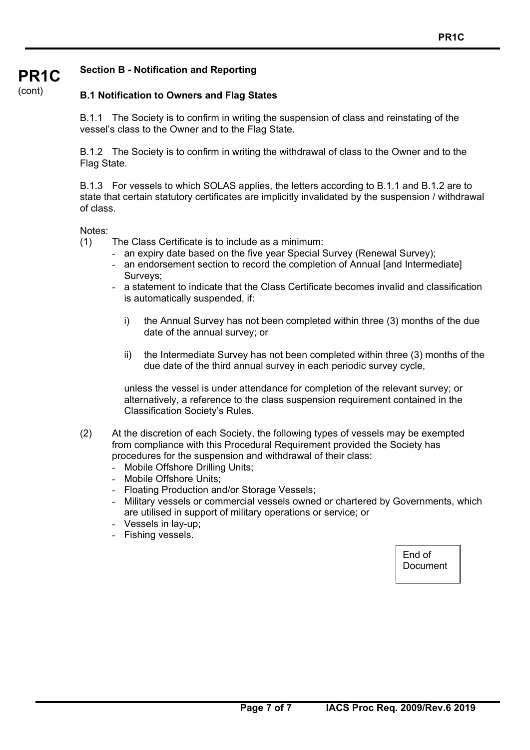## Section B - Notification and Reporting

### B.1 Notification to Owners and Flag States

B.1.1 The Society is to confirm in writing the suspension of class and reinstating of the vessel's class to the Owner and to the Flag State.

B.1.2 The Society is to confirm in writing the withdrawal of class to the Owner and to the Flag State.

B.1.3 For vessels to which SOLAS applies, the letters according to B.1.1 and B.1.2 are to state that certain statutory certificates are implicitly invalidated by the suspension / withdrawal of class.

Notes:

(1) The Class Certificate is to include as a minimum:
- an expiry date based on the five year Special Survey (Renewal Survey);
- an endorsement section to record the completion of Annual [and Intermediate] Surveys;
- a statement to indicate that the Class Certificate becomes invalid and classification is automatically suspended, if:

  i) the Annual Survey has not been completed within three (3) months of the due date of the annual survey; or

  ii) the Intermediate Survey has not been completed within three (3) months of the due date of the third annual survey in each periodic survey cycle,

  unless the vessel is under attendance for completion of the relevant survey; or alternatively, a reference to the class suspension requirement contained in the Classification Society's Rules.

(2) At the discretion of each Society, the following types of vessels may be exempted from compliance with this Procedural Requirement provided the Society has procedures for the suspension and withdrawal of their class:
- Mobile Offshore Drilling Units;
- Mobile Offshore Units;
- Floating Production and/or Storage Vessels;
- Military vessels or commercial vessels owned or chartered by Governments, which are utilised in support of military operations or service; or
- Vessels in lay-up;
- Fishing vessels.

End of Document